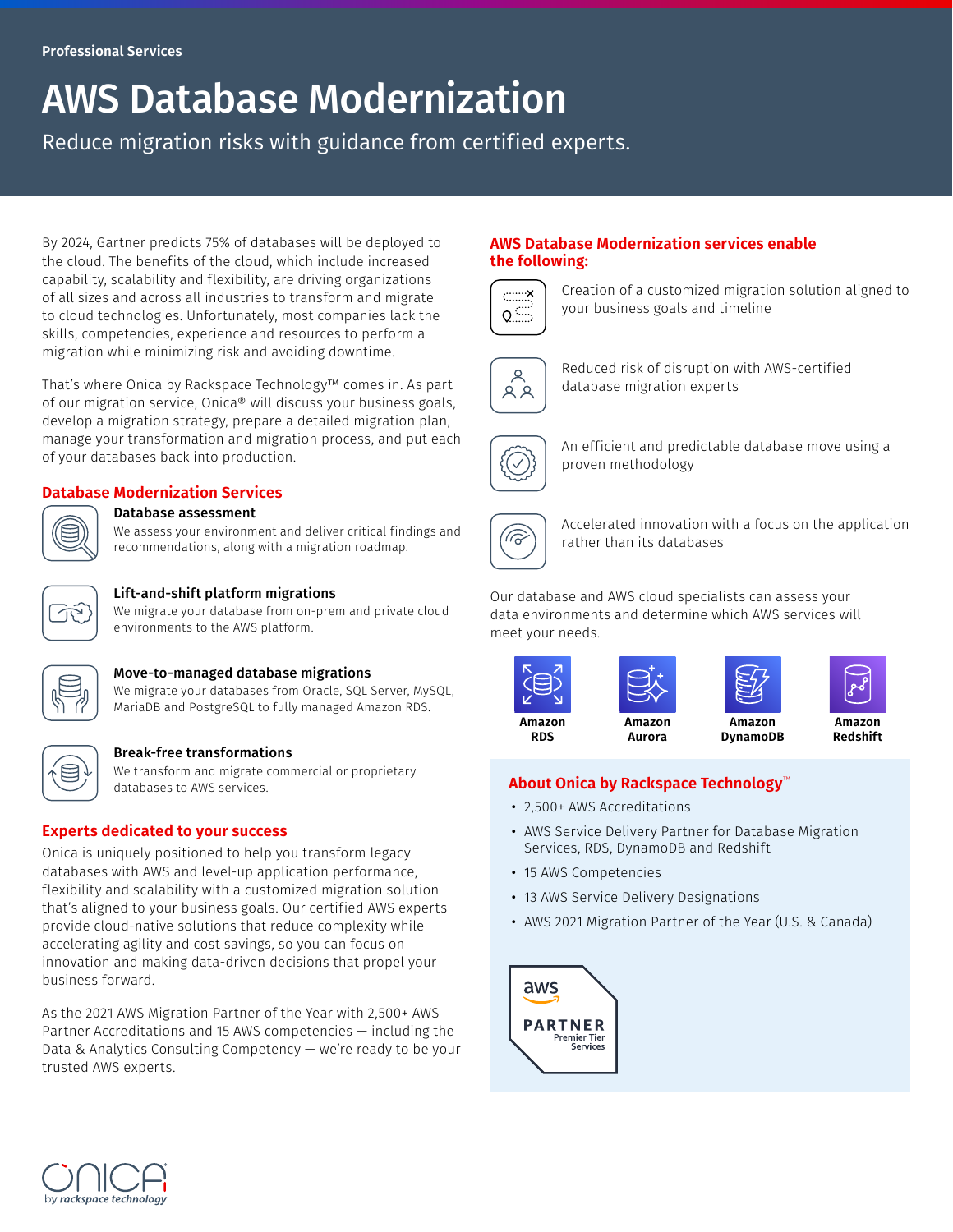Professional Services

# AWS Database Modernization

Reduce migration risks with guidance from certified experts.

By 2024, Gartner predicts 75% of databases will be deployed to the cloud. The benefits of the cloud, which include increased capability, scalability and flexibility, are driving organizations of all sizes and across all industries to transform and migrate to cloud technologies. Unfortunately, most companies lack the skills, competencies, experience and resources to perform a migration while minimizing risk and avoiding downtime.

That's where Onica by Rackspace Technology™ comes in. As part of our migration service, Onica® will discuss your business goals, develop a migration strategy, prepare a detailed migration plan, manage your transformation and migration process, and put each of your databases back into production.

## Database Modernization Services

**Database assessment**
We assess your environment and deliver critical findings and recommendations, along with a migration roadmap.

**Lift-and-shift platform migrations**
We migrate your database from on-prem and private cloud environments to the AWS platform.

**Move-to-managed database migrations**
We migrate your databases from Oracle, SQL Server, MySQL, MariaDB and PostgreSQL to fully managed Amazon RDS.

**Break-free transformations**
We transform and migrate commercial or proprietary databases to AWS services.

## Experts dedicated to your success

Onica is uniquely positioned to help you transform legacy databases with AWS and level-up application performance, flexibility and scalability with a customized migration solution that's aligned to your business goals. Our certified AWS experts provide cloud-native solutions that reduce complexity while accelerating agility and cost savings, so you can focus on innovation and making data-driven decisions that propel your business forward.

As the 2021 AWS Migration Partner of the Year with 2,500+ AWS Partner Accreditations and 15 AWS competencies — including the Data & Analytics Consulting Competency — we're ready to be your trusted AWS experts.

## AWS Database Modernization services enable the following:

- Creation of a customized migration solution aligned to your business goals and timeline
- Reduced risk of disruption with AWS-certified database migration experts
- An efficient and predictable database move using a proven methodology
- Accelerated innovation with a focus on the application rather than its databases

Our database and AWS cloud specialists can assess your data environments and determine which AWS services will meet your needs.

Amazon RDS

Amazon Aurora

Amazon DynamoDB

Amazon Redshift

## About Onica by Rackspace Technology™

- 2,500+ AWS Accreditations
- AWS Service Delivery Partner for Database Migration Services, RDS, DynamoDB and Redshift
- 15 AWS Competencies
- 13 AWS Service Delivery Designations
- AWS 2021 Migration Partner of the Year (U.S. & Canada)

aws PARTNER Premier Tier Services

ONICA by rackspace technology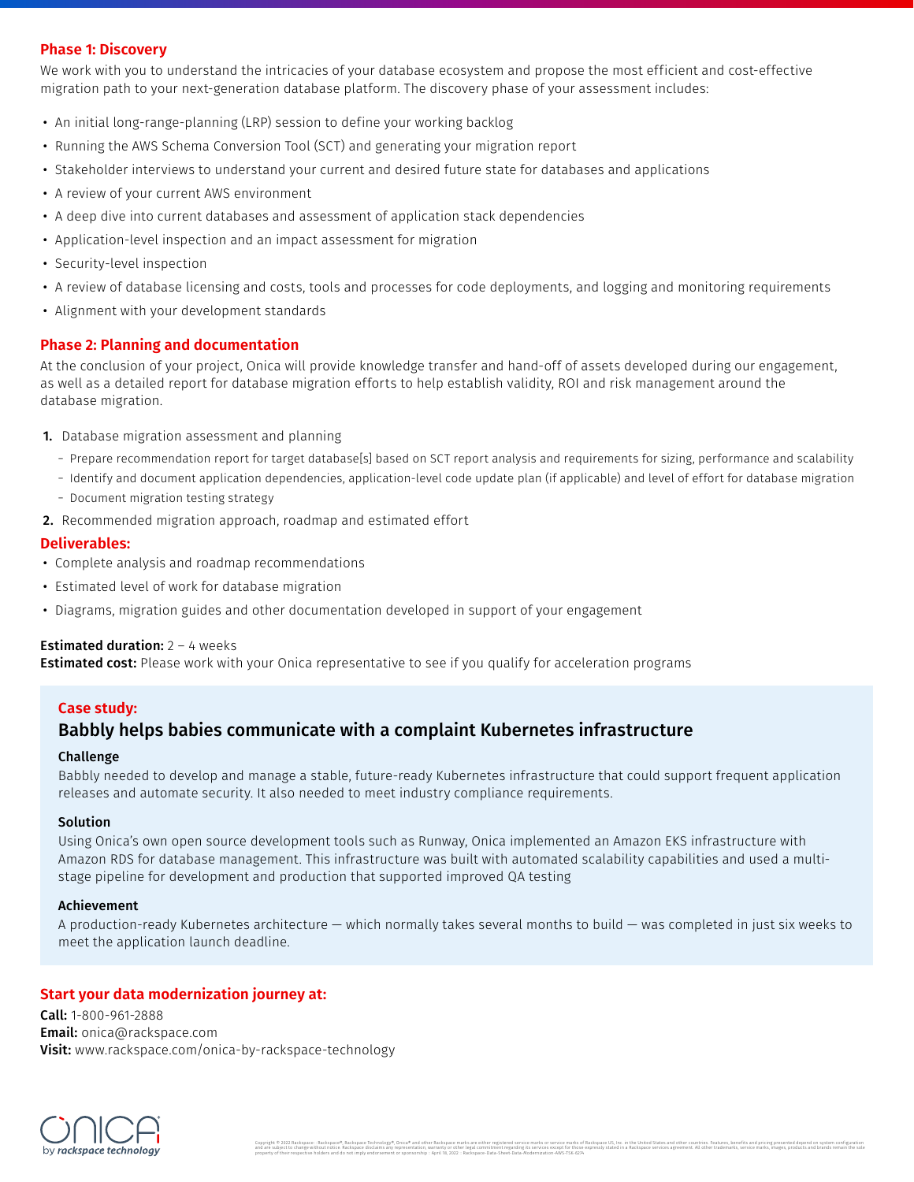## Phase 1: Discovery

We work with you to understand the intricacies of your database ecosystem and propose the most efficient and cost-effective migration path to your next-generation database platform. The discovery phase of your assessment includes:

- An initial long-range-planning (LRP) session to define your working backlog
- Running the AWS Schema Conversion Tool (SCT) and generating your migration report
- Stakeholder interviews to understand your current and desired future state for databases and applications
- A review of your current AWS environment
- A deep dive into current databases and assessment of application stack dependencies
- Application-level inspection and an impact assessment for migration
- Security-level inspection
- A review of database licensing and costs, tools and processes for code deployments, and logging and monitoring requirements
- Alignment with your development standards

## Phase 2: Planning and documentation

At the conclusion of your project, Onica will provide knowledge transfer and hand-off of assets developed during our engagement, as well as a detailed report for database migration efforts to help establish validity, ROI and risk management around the database migration.

1. Database migration assessment and planning
   - Prepare recommendation report for target database[s] based on SCT report analysis and requirements for sizing, performance and scalability
   - Identify and document application dependencies, application-level code update plan (if applicable) and level of effort for database migration
   - Document migration testing strategy
2. Recommended migration approach, roadmap and estimated effort

## Deliverables:

- Complete analysis and roadmap recommendations
- Estimated level of work for database migration
- Diagrams, migration guides and other documentation developed in support of your engagement

**Estimated duration:** 2 – 4 weeks
**Estimated cost:** Please work with your Onica representative to see if you qualify for acceleration programs

### Case study:

### Babbly helps babies communicate with a complaint Kubernetes infrastructure

**Challenge**

Babbly needed to develop and manage a stable, future-ready Kubernetes infrastructure that could support frequent application releases and automate security. It also needed to meet industry compliance requirements.

**Solution**

Using Onica's own open source development tools such as Runway, Onica implemented an Amazon EKS infrastructure with Amazon RDS for database management. This infrastructure was built with automated scalability capabilities and used a multi-stage pipeline for development and production that supported improved QA testing

**Achievement**

A production-ready Kubernetes architecture — which normally takes several months to build — was completed in just six weeks to meet the application launch deadline.

## Start your data modernization journey at:

**Call:** 1-800-961-2888
**Email:** onica@rackspace.com
**Visit:** www.rackspace.com/onica-by-rackspace-technology

Copyright © 2022 Rackspace :: Rackspace®, Rackspace Technology®, Onica® and other Rackspace marks are either registered service marks or service marks of Rackspace US, Inc. in the United States and other countries. Features, benefits and pricing presented depend on system configuration and are subject to change without notice. Rackspace disclaims any representation, warranty or other legal commitment regarding its services except for those expressly stated in a Rackspace services agreement. All other trademarks, service marks, images, products and brands remain the sole property of their respective holders and do not imply endorsement or sponsorship. · April 18, 2022 · Rackspace-Data-Sheet-Data-Modernization-AWS-TSK-6274